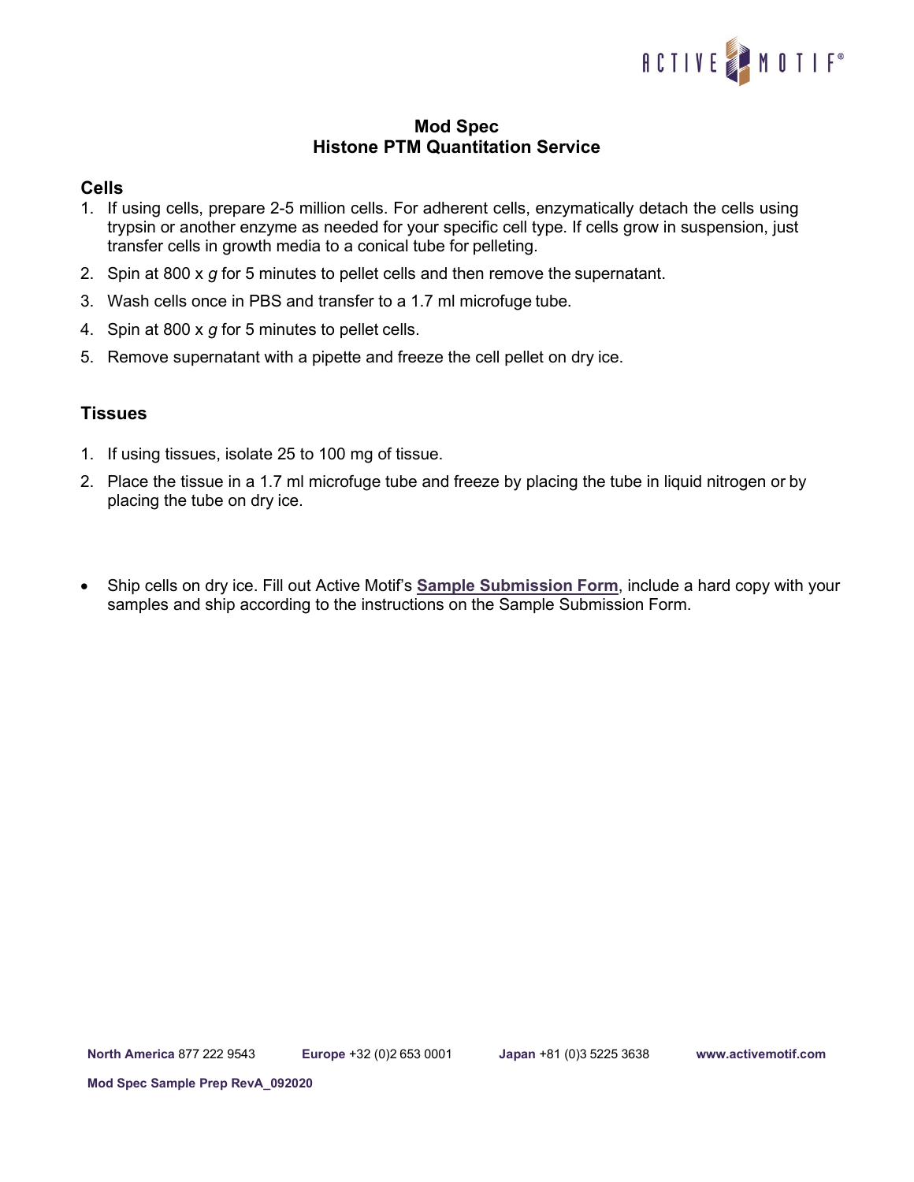# Mod Spec
## Histone PTM Quantitation Service

### Cells

1. If using cells, prepare 2-5 million cells. For adherent cells, enzymatically detach the cells using trypsin or another enzyme as needed for your specific cell type. If cells grow in suspension, just transfer cells in growth media to a conical tube for pelleting.
2. Spin at 800 x *g* for 5 minutes to pellet cells and then remove the supernatant.
3. Wash cells once in PBS and transfer to a 1.7 ml microfuge tube.
4. Spin at 800 x *g* for 5 minutes to pellet cells.
5. Remove supernatant with a pipette and freeze the cell pellet on dry ice.

### Tissues

1. If using tissues, isolate 25 to 100 mg of tissue.
2. Place the tissue in a 1.7 ml microfuge tube and freeze by placing the tube in liquid nitrogen or by placing the tube on dry ice.

- Ship cells on dry ice. Fill out Active Motif's **Sample Submission Form**, include a hard copy with your samples and ship according to the instructions on the Sample Submission Form.

**North America** 877 222 9543 **Europe** +32 (0)2 653 0001 **Japan** +81 (0)3 5225 3638 **www.activemotif.com**

**Mod Spec Sample Prep RevA_092020**